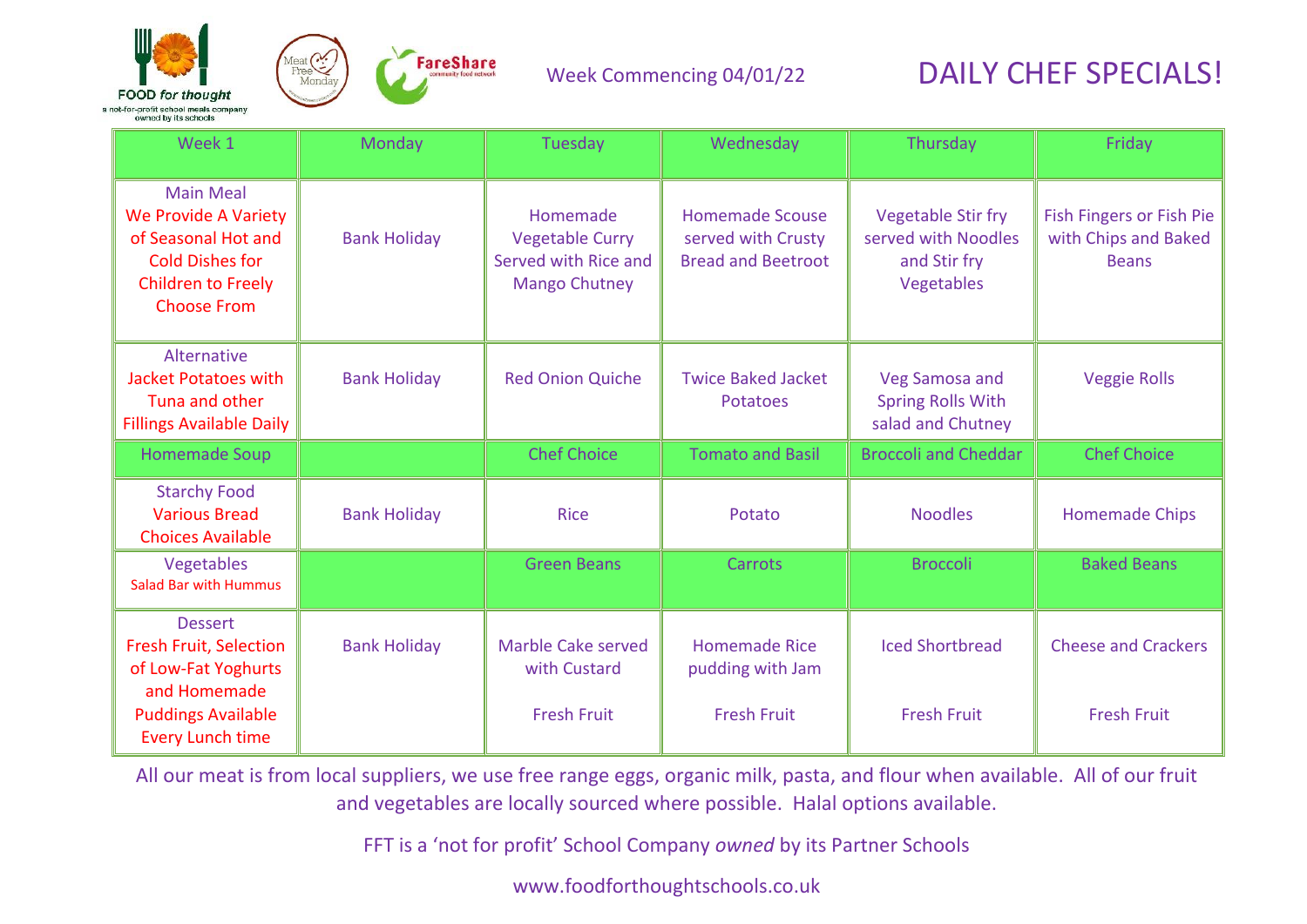FOOD for thought
a not-for-profit school meals company owned by its schools

Meat Free Monday

FareShare community food network

Week Commencing 04/01/22

# DAILY CHEF SPECIALS!

| Week 1 | Monday | Tuesday | Wednesday | Thursday | Friday |
|---|---|---|---|---|---|
| Main Meal We Provide A Variety of Seasonal Hot and Cold Dishes for Children to Freely Choose From | Bank Holiday | Homemade Vegetable Curry Served with Rice and Mango Chutney | Homemade Scouse served with Crusty Bread and Beetroot | Vegetable Stir fry served with Noodles and Stir fry Vegetables | Fish Fingers or Fish Pie with Chips and Baked Beans |
| Alternative Jacket Potatoes with Tuna and other Fillings Available Daily | Bank Holiday | Red Onion Quiche | Twice Baked Jacket Potatoes | Veg Samosa and Spring Rolls With salad and Chutney | Veggie Rolls |
| Homemade Soup | | Chef Choice | Tomato and Basil | Broccoli and Cheddar | Chef Choice |
| Starchy Food Various Bread Choices Available | Bank Holiday | Rice | Potato | Noodles | Homemade Chips |
| Vegetables Salad Bar with Hummus | | Green Beans | Carrots | Broccoli | Baked Beans |
| Dessert Fresh Fruit, Selection of Low-Fat Yoghurts and Homemade Puddings Available Every Lunch time | Bank Holiday | Marble Cake served with Custard<br><br>Fresh Fruit | Homemade Rice pudding with Jam<br><br>Fresh Fruit | Iced Shortbread<br><br>Fresh Fruit | Cheese and Crackers<br><br>Fresh Fruit |

All our meat is from local suppliers, we use free range eggs, organic milk, pasta, and flour when available. All of our fruit and vegetables are locally sourced where possible. Halal options available.

FFT is a 'not for profit' School Company *owned* by its Partner Schools

www.foodforthoughtschools.co.uk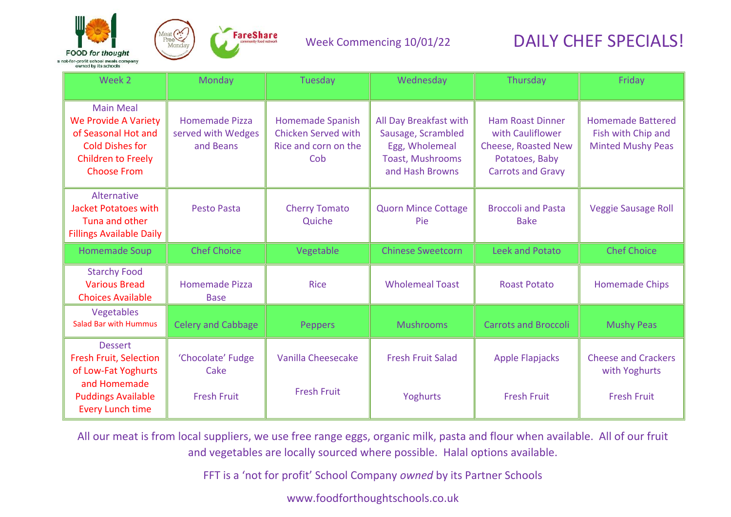FOOD for thought
a not-for-profit school meals company owned by its schools

Meat Free Monday

FareShare community food network

Week Commencing 10/01/22

# DAILY CHEF SPECIALS!

| Week 2 | Monday | Tuesday | Wednesday | Thursday | Friday |
|---|---|---|---|---|---|
| Main Meal<br>We Provide A Variety of Seasonal Hot and Cold Dishes for Children to Freely Choose From | Homemade Pizza served with Wedges and Beans | Homemade Spanish Chicken Served with Rice and corn on the Cob | All Day Breakfast with Sausage, Scrambled Egg, Wholemeal Toast, Mushrooms and Hash Browns | Ham Roast Dinner with Cauliflower Cheese, Roasted New Potatoes, Baby Carrots and Gravy | Homemade Battered Fish with Chip and Minted Mushy Peas |
| Alternative<br>Jacket Potatoes with Tuna and other Fillings Available Daily | Pesto Pasta | Cherry Tomato Quiche | Quorn Mince Cottage Pie | Broccoli and Pasta Bake | Veggie Sausage Roll |
| Homemade Soup | Chef Choice | Vegetable | Chinese Sweetcorn | Leek and Potato | Chef Choice |
| Starchy Food<br>Various Bread Choices Available | Homemade Pizza Base | Rice | Wholemeal Toast | Roast Potato | Homemade Chips |
| Vegetables<br>Salad Bar with Hummus | Celery and Cabbage | Peppers | Mushrooms | Carrots and Broccoli | Mushy Peas |
| Dessert<br>Fresh Fruit, Selection of Low-Fat Yoghurts and Homemade Puddings Available Every Lunch time | 'Chocolate' Fudge Cake<br><br>Fresh Fruit | Vanilla Cheesecake<br><br>Fresh Fruit | Fresh Fruit Salad<br><br>Yoghurts | Apple Flapjacks<br><br>Fresh Fruit | Cheese and Crackers with Yoghurts<br><br>Fresh Fruit |

All our meat is from local suppliers, we use free range eggs, organic milk, pasta and flour when available. All of our fruit and vegetables are locally sourced where possible. Halal options available.

FFT is a 'not for profit' School Company *owned* by its Partner Schools

www.foodforthoughtschools.co.uk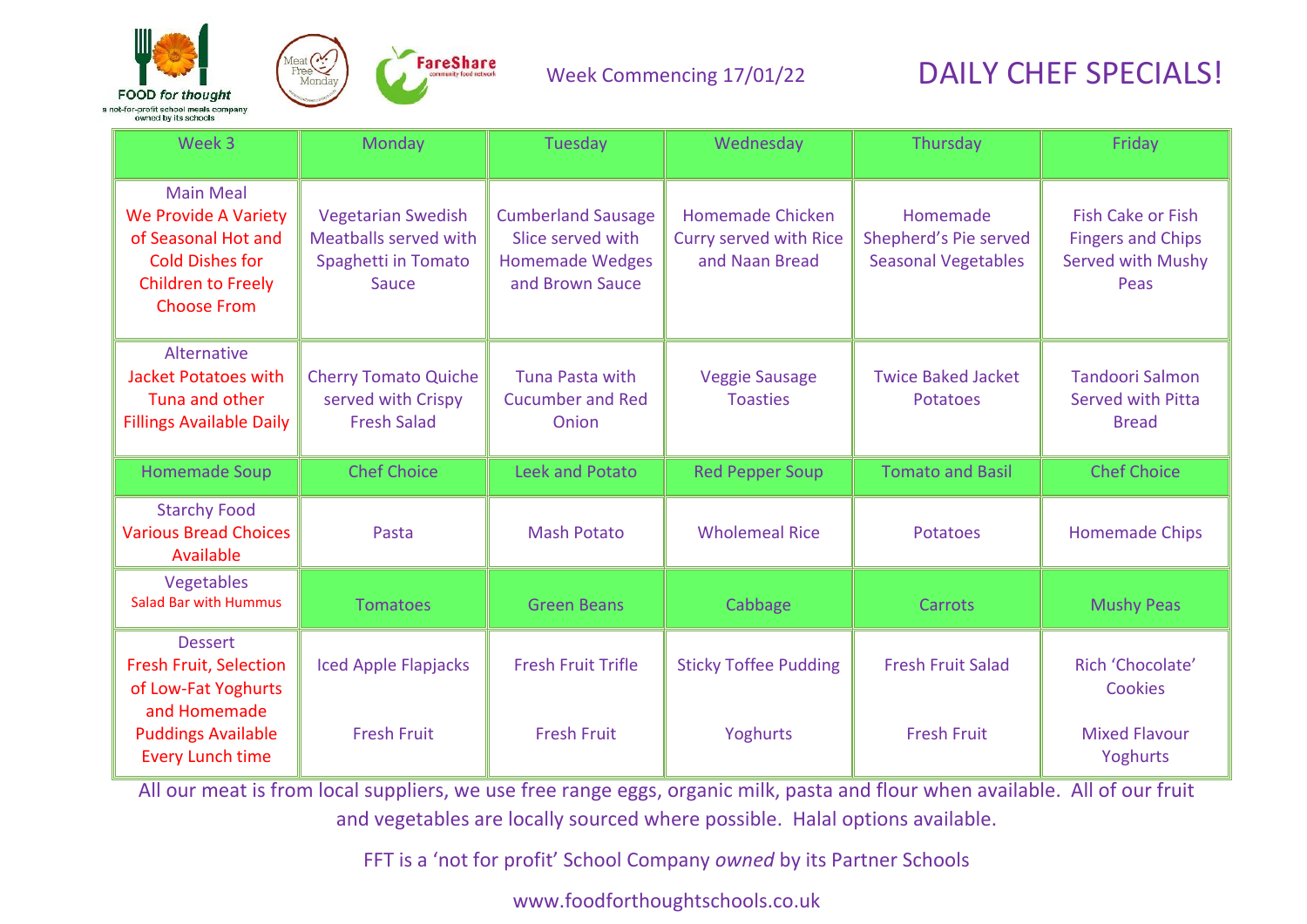FOOD for thought
a not-for-profit school meals company owned by its schools

Meat Free Monday

FareShare community food network

Week Commencing 17/01/22

# DAILY CHEF SPECIALS!

| Week 3 | Monday | Tuesday | Wednesday | Thursday | Friday |
|---|---|---|---|---|---|
| Main Meal<br>We Provide A Variety of Seasonal Hot and Cold Dishes for Children to Freely Choose From | Vegetarian Swedish Meatballs served with Spaghetti in Tomato Sauce | Cumberland Sausage Slice served with Homemade Wedges and Brown Sauce | Homemade Chicken Curry served with Rice and Naan Bread | Homemade Shepherd's Pie served Seasonal Vegetables | Fish Cake or Fish Fingers and Chips Served with Mushy Peas |
| Alternative<br>Jacket Potatoes with Tuna and other Fillings Available Daily | Cherry Tomato Quiche served with Crispy Fresh Salad | Tuna Pasta with Cucumber and Red Onion | Veggie Sausage Toasties | Twice Baked Jacket Potatoes | Tandoori Salmon Served with Pitta Bread |
| Homemade Soup | Chef Choice | Leek and Potato | Red Pepper Soup | Tomato and Basil | Chef Choice |
| Starchy Food<br>Various Bread Choices Available | Pasta | Mash Potato | Wholemeal Rice | Potatoes | Homemade Chips |
| Vegetables<br>Salad Bar with Hummus | Tomatoes | Green Beans | Cabbage | Carrots | Mushy Peas |
| Dessert<br>Fresh Fruit, Selection of Low-Fat Yoghurts and Homemade Puddings Available Every Lunch time | Iced Apple Flapjacks<br><br>Fresh Fruit | Fresh Fruit Trifle<br><br>Fresh Fruit | Sticky Toffee Pudding<br><br>Yoghurts | Fresh Fruit Salad<br><br>Fresh Fruit | Rich 'Chocolate' Cookies<br><br>Mixed Flavour Yoghurts |

All our meat is from local suppliers, we use free range eggs, organic milk, pasta and flour when available. All of our fruit and vegetables are locally sourced where possible. Halal options available.

FFT is a 'not for profit' School Company *owned* by its Partner Schools

www.foodforthoughtschools.co.uk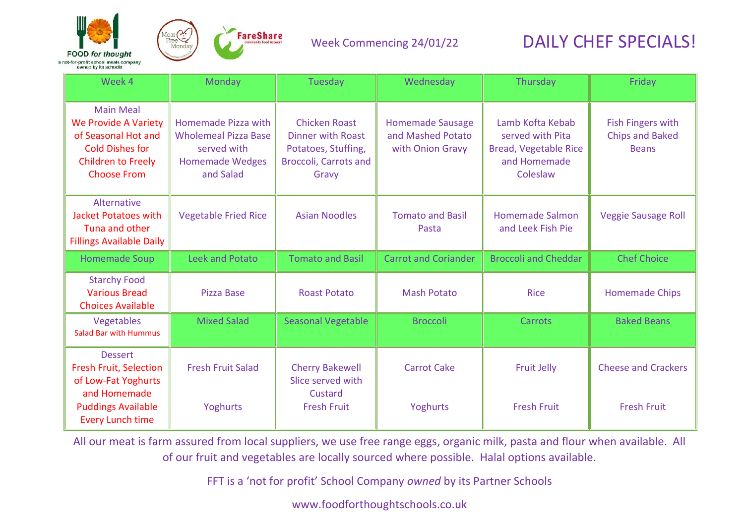FOOD *for thought*
a not-for-profit school meals company owned by its schools

Week Commencing 24/01/22

# DAILY CHEF SPECIALS!

| Week 4 | Monday | Tuesday | Wednesday | Thursday | Friday |
|---|---|---|---|---|---|
| Main Meal We Provide A Variety of Seasonal Hot and Cold Dishes for Children to Freely Choose From | Homemade Pizza with Wholemeal Pizza Base served with Homemade Wedges and Salad | Chicken Roast Dinner with Roast Potatoes, Stuffing, Broccoli, Carrots and Gravy | Homemade Sausage and Mashed Potato with Onion Gravy | Lamb Kofta Kebab served with Pita Bread, Vegetable Rice and Homemade Coleslaw | Fish Fingers with Chips and Baked Beans |
| Alternative Jacket Potatoes with Tuna and other Fillings Available Daily | Vegetable Fried Rice | Asian Noodles | Tomato and Basil Pasta | Homemade Salmon and Leek Fish Pie | Veggie Sausage Roll |
| Homemade Soup | Leek and Potato | Tomato and Basil | Carrot and Coriander | Broccoli and Cheddar | Chef Choice |
| Starchy Food Various Bread Choices Available | Pizza Base | Roast Potato | Mash Potato | Rice | Homemade Chips |
| Vegetables Salad Bar with Hummus | Mixed Salad | Seasonal Vegetable | Broccoli | Carrots | Baked Beans |
| Dessert Fresh Fruit, Selection of Low-Fat Yoghurts and Homemade Puddings Available Every Lunch time | Fresh Fruit Salad<br><br>Yoghurts | Cherry Bakewell Slice served with Custard<br>Fresh Fruit | Carrot Cake<br><br>Yoghurts | Fruit Jelly<br><br>Fresh Fruit | Cheese and Crackers<br><br>Fresh Fruit |

All our meat is farm assured from local suppliers, we use free range eggs, organic milk, pasta and flour when available. All of our fruit and vegetables are locally sourced where possible. Halal options available.

FFT is a 'not for profit' School Company *owned* by its Partner Schools

www.foodforthoughtschools.co.uk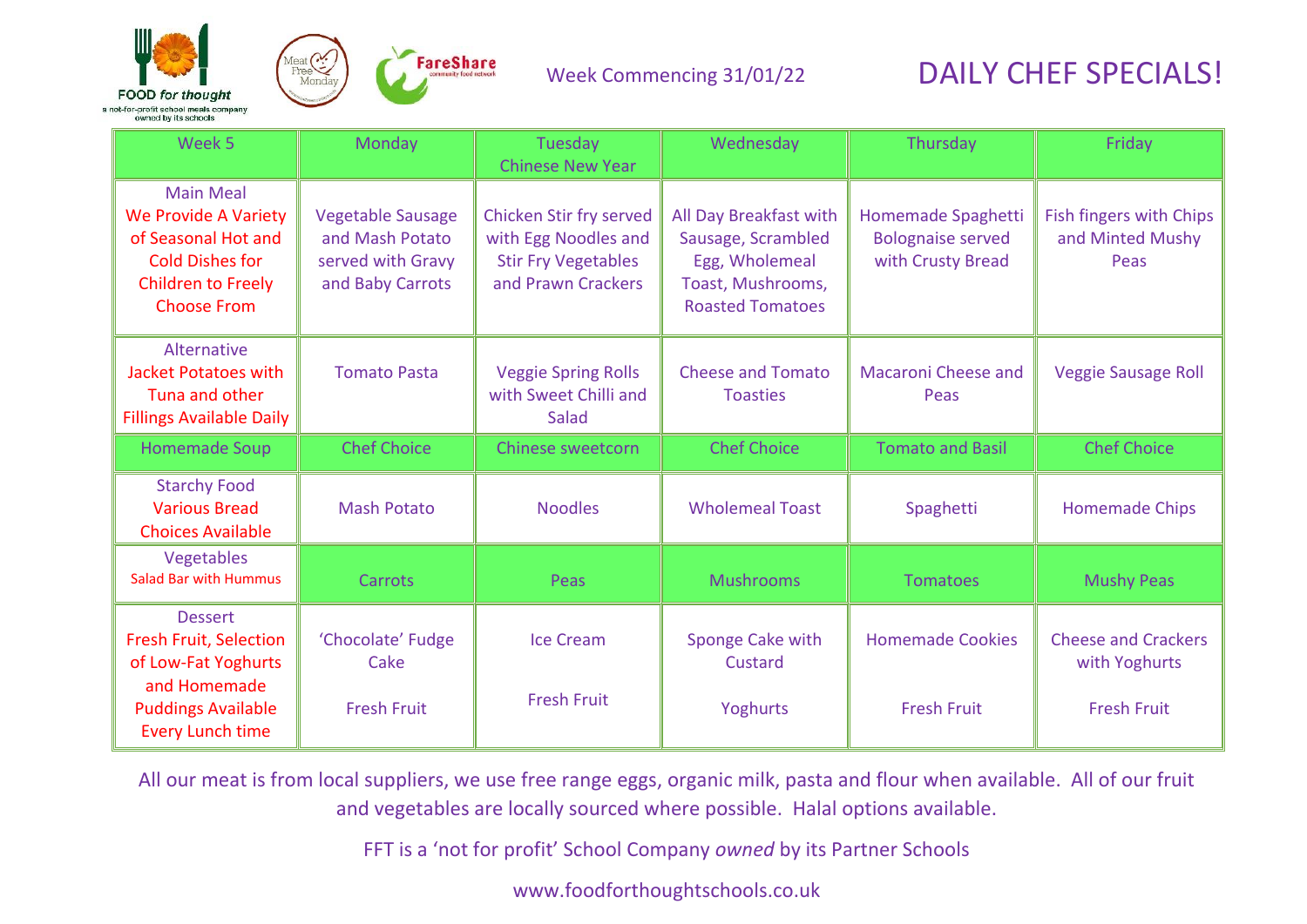FOOD for thought
a not-for-profit school meals company owned by its schools

Week Commencing 31/01/22

# DAILY CHEF SPECIALS!

| Week 5 | Monday | Tuesday Chinese New Year | Wednesday | Thursday | Friday |
|---|---|---|---|---|---|
| Main Meal We Provide A Variety of Seasonal Hot and Cold Dishes for Children to Freely Choose From | Vegetable Sausage and Mash Potato served with Gravy and Baby Carrots | Chicken Stir fry served with Egg Noodles and Stir Fry Vegetables and Prawn Crackers | All Day Breakfast with Sausage, Scrambled Egg, Wholemeal Toast, Mushrooms, Roasted Tomatoes | Homemade Spaghetti Bolognaise served with Crusty Bread | Fish fingers with Chips and Minted Mushy Peas |
| Alternative Jacket Potatoes with Tuna and other Fillings Available Daily | Tomato Pasta | Veggie Spring Rolls with Sweet Chilli and Salad | Cheese and Tomato Toasties | Macaroni Cheese and Peas | Veggie Sausage Roll |
| Homemade Soup | Chef Choice | Chinese sweetcorn | Chef Choice | Tomato and Basil | Chef Choice |
| Starchy Food Various Bread Choices Available | Mash Potato | Noodles | Wholemeal Toast | Spaghetti | Homemade Chips |
| Vegetables Salad Bar with Hummus | Carrots | Peas | Mushrooms | Tomatoes | Mushy Peas |
| Dessert Fresh Fruit, Selection of Low-Fat Yoghurts and Homemade Puddings Available Every Lunch time | 'Chocolate' Fudge Cake<br><br>Fresh Fruit | Ice Cream<br><br>Fresh Fruit | Sponge Cake with Custard<br><br>Yoghurts | Homemade Cookies<br><br>Fresh Fruit | Cheese and Crackers with Yoghurts<br><br>Fresh Fruit |

All our meat is from local suppliers, we use free range eggs, organic milk, pasta and flour when available. All of our fruit and vegetables are locally sourced where possible. Halal options available.

FFT is a 'not for profit' School Company *owned* by its Partner Schools

www.foodforthoughtschools.co.uk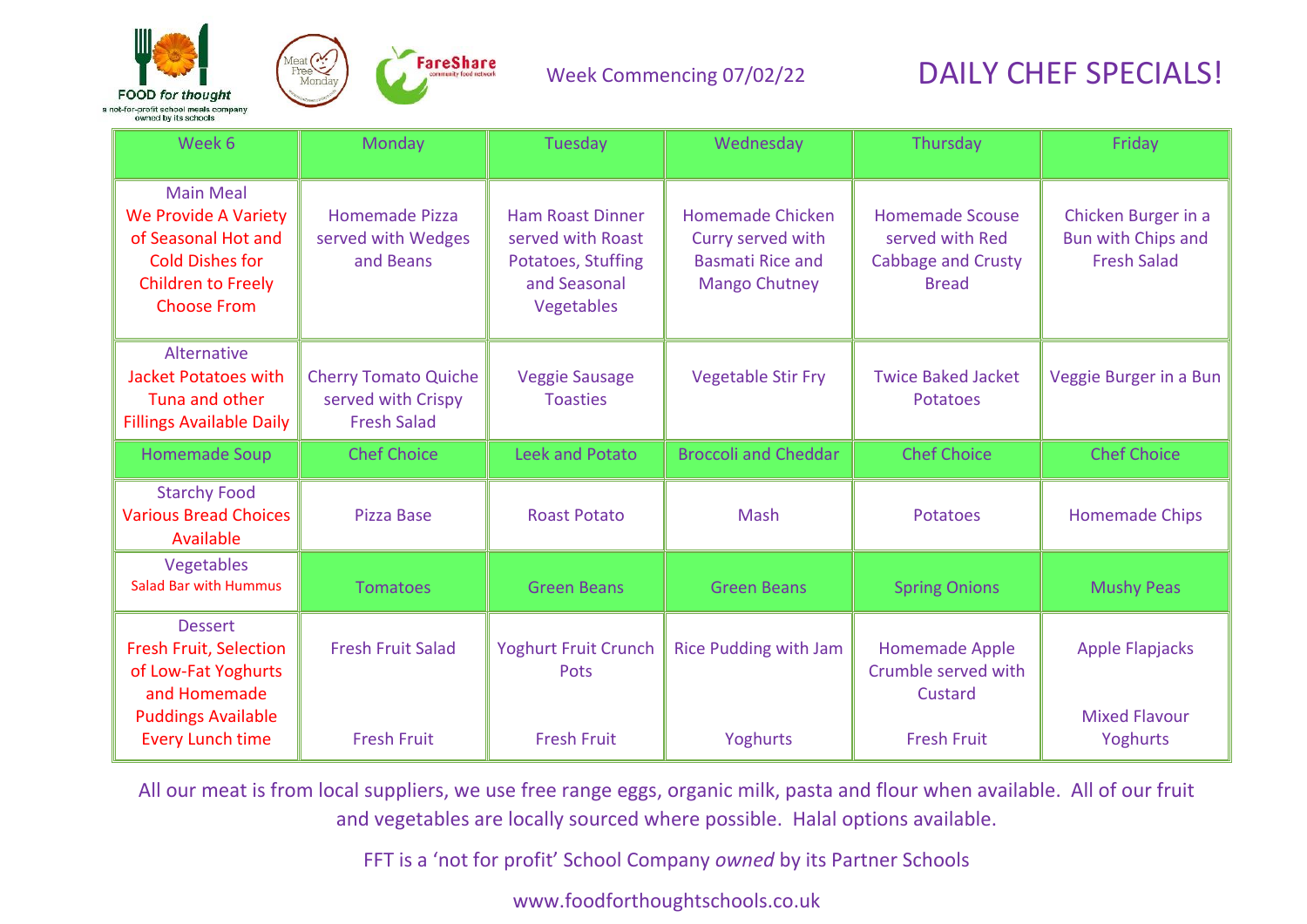FOOD for thought

a not-for-profit school meals company owned by its schools

Meat Free Monday

FareShare community food network

Week Commencing 07/02/22

# DAILY CHEF SPECIALS!

| Week 6 | Monday | Tuesday | Wednesday | Thursday | Friday |
|---|---|---|---|---|---|
| Main Meal<br>We Provide A Variety of Seasonal Hot and Cold Dishes for Children to Freely Choose From | Homemade Pizza served with Wedges and Beans | Ham Roast Dinner served with Roast Potatoes, Stuffing and Seasonal Vegetables | Homemade Chicken Curry served with Basmati Rice and Mango Chutney | Homemade Scouse served with Red Cabbage and Crusty Bread | Chicken Burger in a Bun with Chips and Fresh Salad |
| Alternative<br>Jacket Potatoes with Tuna and other Fillings Available Daily | Cherry Tomato Quiche served with Crispy Fresh Salad | Veggie Sausage Toasties | Vegetable Stir Fry | Twice Baked Jacket Potatoes | Veggie Burger in a Bun |
| Homemade Soup | Chef Choice | Leek and Potato | Broccoli and Cheddar | Chef Choice | Chef Choice |
| Starchy Food<br>Various Bread Choices Available | Pizza Base | Roast Potato | Mash | Potatoes | Homemade Chips |
| Vegetables<br>Salad Bar with Hummus | Tomatoes | Green Beans | Green Beans | Spring Onions | Mushy Peas |
| Dessert<br>Fresh Fruit, Selection of Low-Fat Yoghurts and Homemade Puddings Available Every Lunch time | Fresh Fruit Salad<br><br>Fresh Fruit | Yoghurt Fruit Crunch Pots<br><br>Fresh Fruit | Rice Pudding with Jam<br><br>Yoghurts | Homemade Apple Crumble served with Custard<br><br>Fresh Fruit | Apple Flapjacks<br><br>Mixed Flavour Yoghurts |

All our meat is from local suppliers, we use free range eggs, organic milk, pasta and flour when available. All of our fruit and vegetables are locally sourced where possible. Halal options available.

FFT is a 'not for profit' School Company *owned* by its Partner Schools

www.foodforthoughtschools.co.uk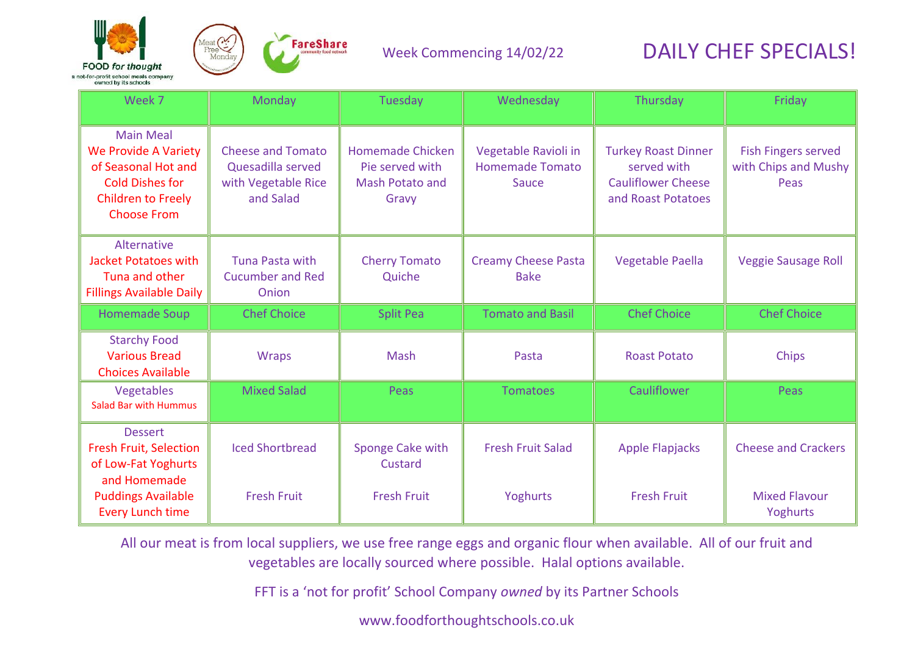FOOD for thought
a not-for-profit school meals company owned by its schools

Meat Free Monday

FareShare community food network

Week Commencing 14/02/22

# DAILY CHEF SPECIALS!

| Week 7 | Monday | Tuesday | Wednesday | Thursday | Friday |
|---|---|---|---|---|---|
| Main Meal<br>We Provide A Variety of Seasonal Hot and Cold Dishes for Children to Freely Choose From | Cheese and Tomato Quesadilla served with Vegetable Rice and Salad | Homemade Chicken Pie served with Mash Potato and Gravy | Vegetable Ravioli in Homemade Tomato Sauce | Turkey Roast Dinner served with Cauliflower Cheese and Roast Potatoes | Fish Fingers served with Chips and Mushy Peas |
| Alternative<br>Jacket Potatoes with Tuna and other Fillings Available Daily | Tuna Pasta with Cucumber and Red Onion | Cherry Tomato Quiche | Creamy Cheese Pasta Bake | Vegetable Paella | Veggie Sausage Roll |
| Homemade Soup | Chef Choice | Split Pea | Tomato and Basil | Chef Choice | Chef Choice |
| Starchy Food<br>Various Bread Choices Available | Wraps | Mash | Pasta | Roast Potato | Chips |
| Vegetables<br>Salad Bar with Hummus | Mixed Salad | Peas | Tomatoes | Cauliflower | Peas |
| Dessert<br>Fresh Fruit, Selection of Low-Fat Yoghurts and Homemade Puddings Available Every Lunch time | Iced Shortbread<br><br>Fresh Fruit | Sponge Cake with Custard<br><br>Fresh Fruit | Fresh Fruit Salad<br><br>Yoghurts | Apple Flapjacks<br><br>Fresh Fruit | Cheese and Crackers<br><br>Mixed Flavour Yoghurts |

All our meat is from local suppliers, we use free range eggs and organic flour when available. All of our fruit and vegetables are locally sourced where possible. Halal options available.

FFT is a 'not for profit' School Company *owned* by its Partner Schools

www.foodforthoughtschools.co.uk